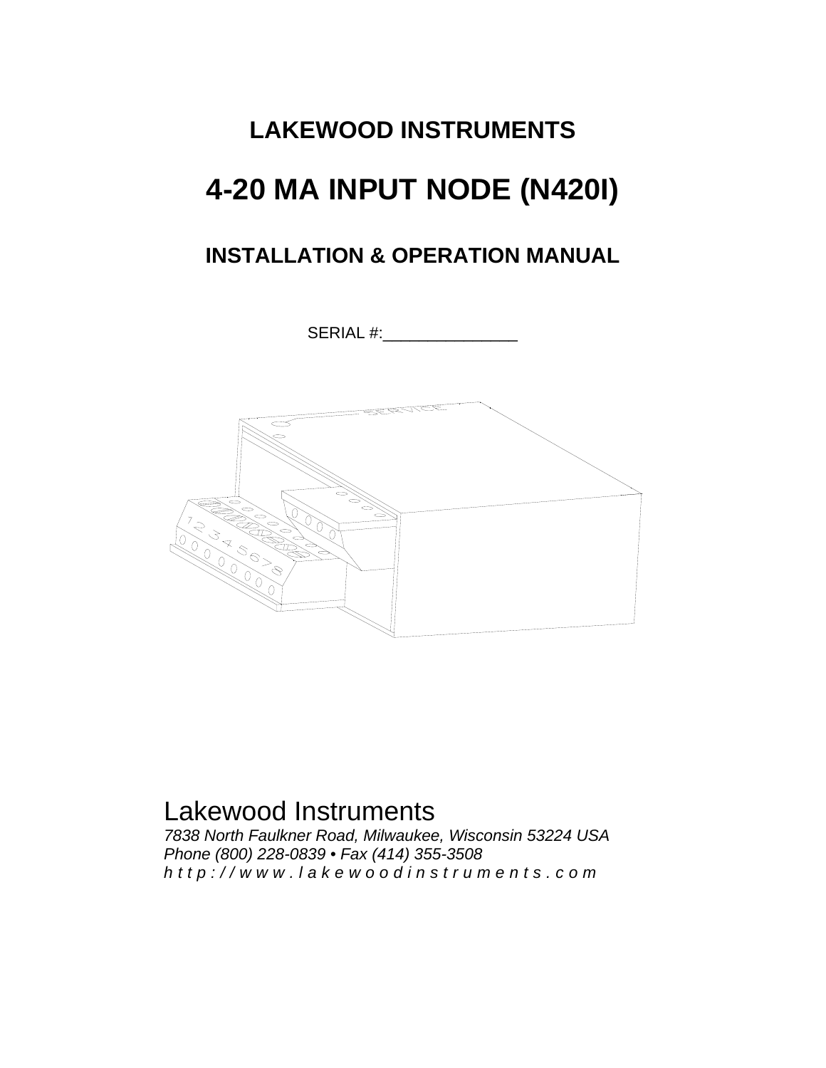# LAKEWOOD INSTRUMENTS

# 4-20 MA INPUT NODE (N420I)

## INSTALLATION & OPERATION MANUAL

SERIAL #:________________

Lakewood Instruments

*7838 North Faulkner Road, Milwaukee, Wisconsin 53224 USA*
*Phone (800) 228-0839 • Fax (414) 355-3508*
*h t t p : / / w w w . l a k e w o o d i n s t r u m e n t s . c o m*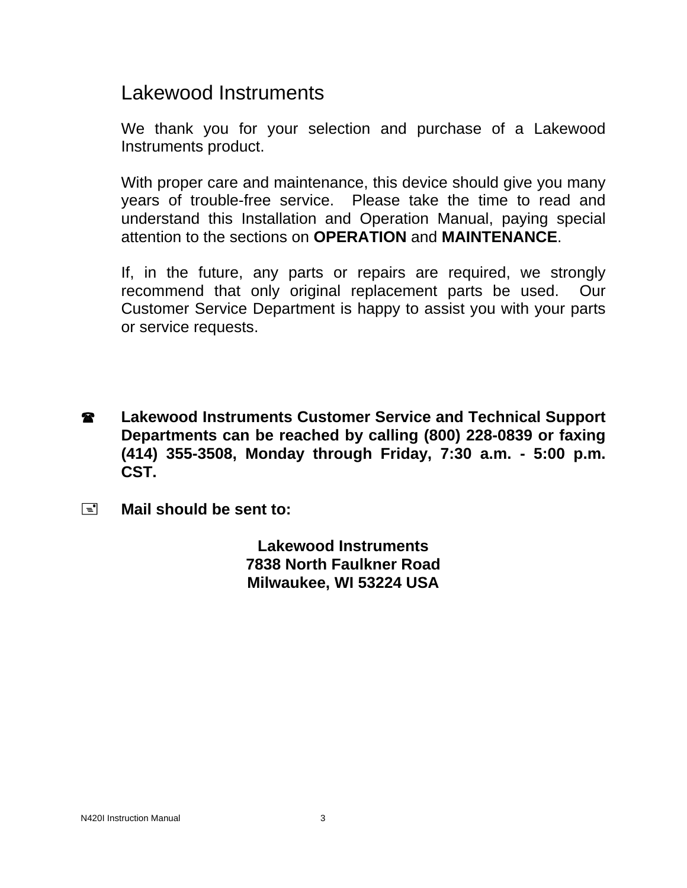# Lakewood Instruments

We thank you for your selection and purchase of a Lakewood Instruments product.

With proper care and maintenance, this device should give you many years of trouble-free service. Please take the time to read and understand this Installation and Operation Manual, paying special attention to the sections on **OPERATION** and **MAINTENANCE**.

If, in the future, any parts or repairs are required, we strongly recommend that only original replacement parts be used. Our Customer Service Department is happy to assist you with your parts or service requests.

☎ **Lakewood Instruments Customer Service and Technical Support Departments can be reached by calling (800) 228-0839 or faxing (414) 355-3508, Monday through Friday, 7:30 a.m. - 5:00 p.m. CST.**

✉ **Mail should be sent to:**

**Lakewood Instruments**
**7838 North Faulkner Road**
**Milwaukee, WI 53224 USA**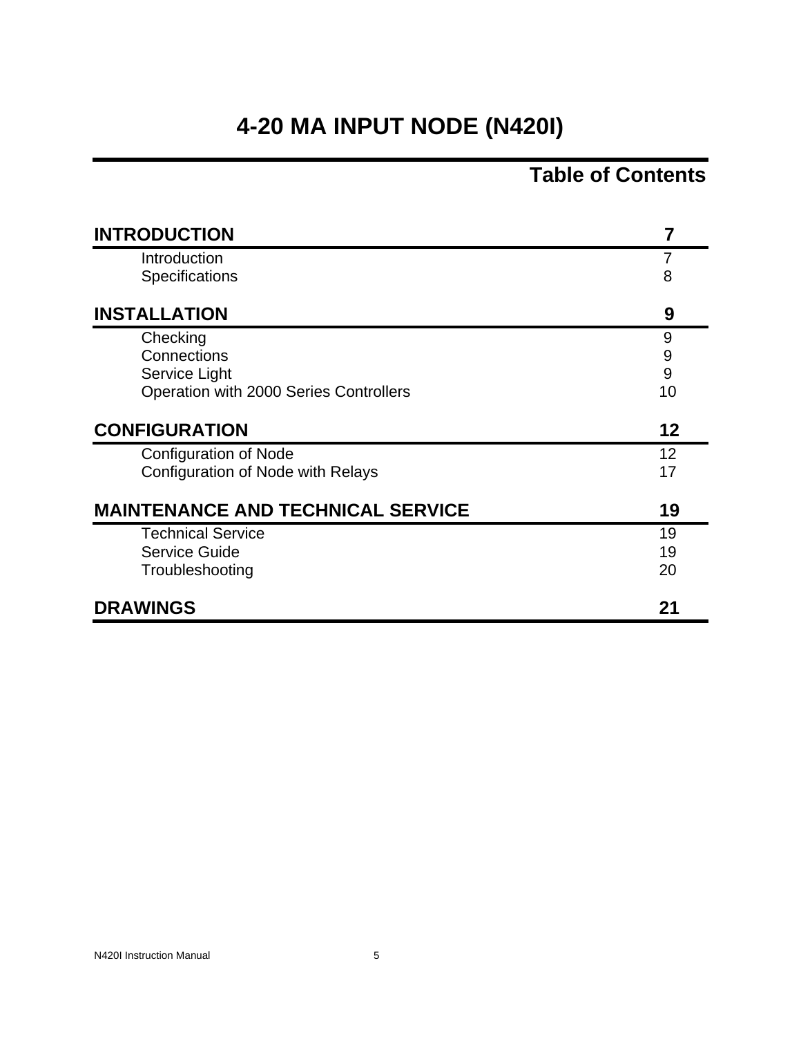# 4-20 MA INPUT NODE (N420I)

## Table of Contents

| | |
|---|---|
| **INTRODUCTION** | **7** |
| Introduction | 7 |
| Specifications | 8 |
| **INSTALLATION** | **9** |
| Checking | 9 |
| Connections | 9 |
| Service Light | 9 |
| Operation with 2000 Series Controllers | 10 |
| **CONFIGURATION** | **12** |
| Configuration of Node | 12 |
| Configuration of Node with Relays | 17 |
| **MAINTENANCE AND TECHNICAL SERVICE** | **19** |
| Technical Service | 19 |
| Service Guide | 19 |
| Troubleshooting | 20 |
| **DRAWINGS** | **21** |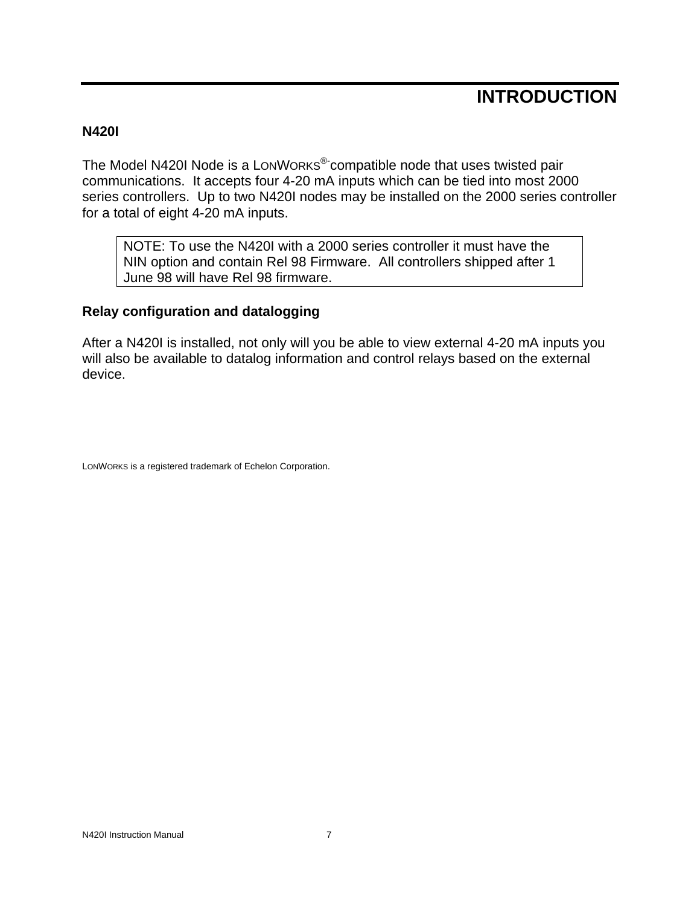# INTRODUCTION

## N420I

The Model N420I Node is a LONWORKS®-compatible node that uses twisted pair communications. It accepts four 4-20 mA inputs which can be tied into most 2000 series controllers. Up to two N420I nodes may be installed on the 2000 series controller for a total of eight 4-20 mA inputs.

> NOTE: To use the N420I with a 2000 series controller it must have the NIN option and contain Rel 98 Firmware. All controllers shipped after 1 June 98 will have Rel 98 firmware.

## Relay configuration and datalogging

After a N420I is installed, not only will you be able to view external 4-20 mA inputs you will also be available to datalog information and control relays based on the external device.

LONWORKS is a registered trademark of Echelon Corporation.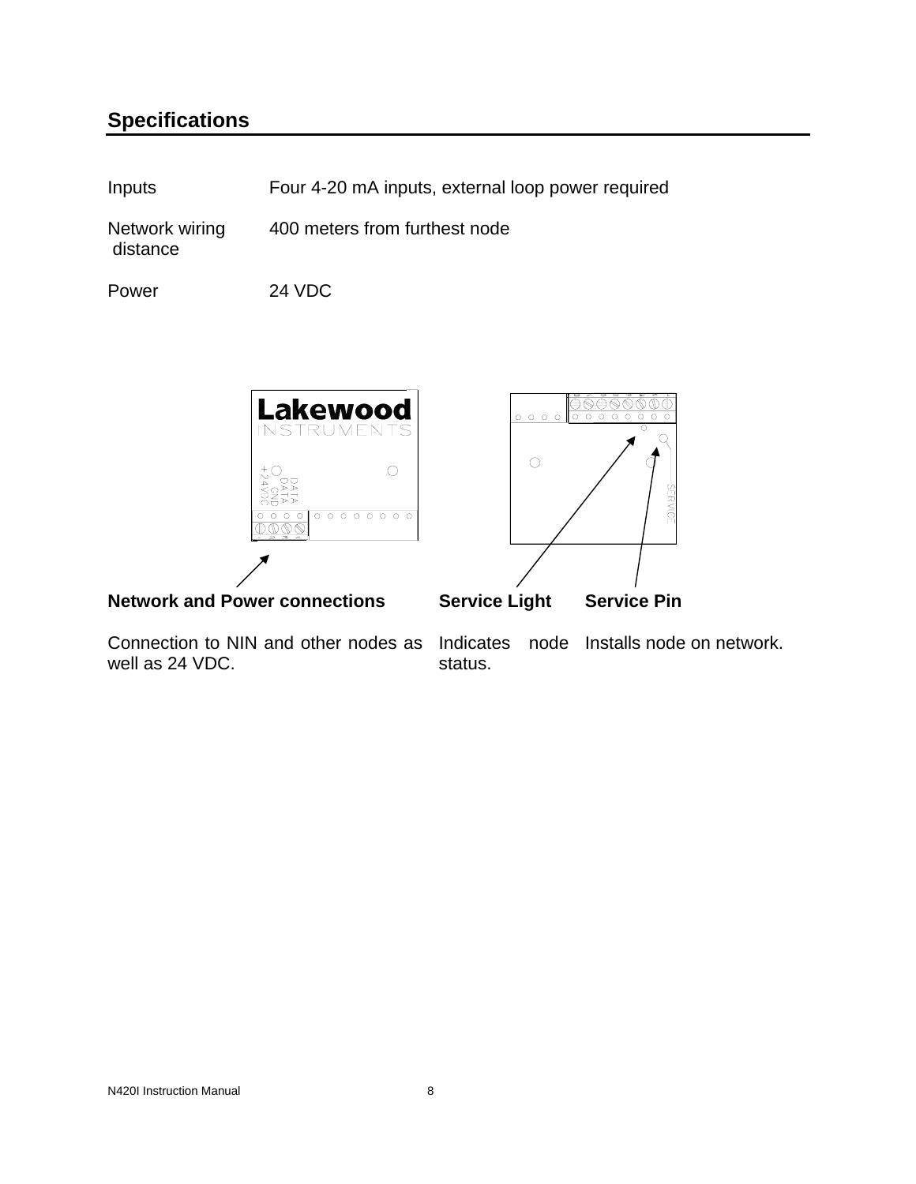## Specifications

| | |
|---|---|
| Inputs | Four 4-20 mA inputs, external loop power required |
| Network wiring distance | 400 meters from furthest node |
| Power | 24 VDC |

| **Network and Power connections** | **Service Light** | **Service Pin** |
|---|---|---|
| Connection to NIN and other nodes as well as 24 VDC. | Indicates node status. | Installs node on network. |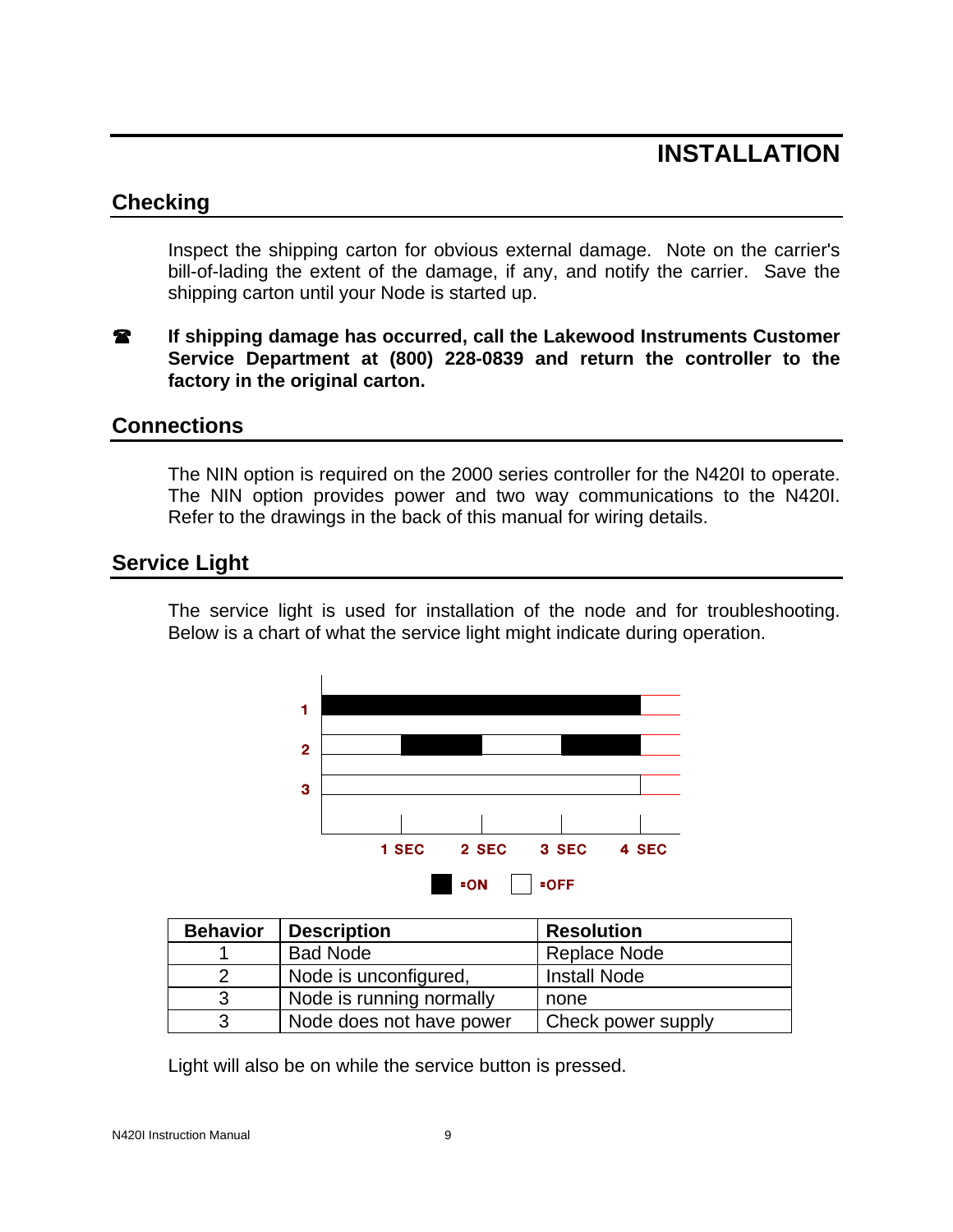# INSTALLATION

## Checking

Inspect the shipping carton for obvious external damage. Note on the carrier's bill-of-lading the extent of the damage, if any, and notify the carrier. Save the shipping carton until your Node is started up.

☎ **If shipping damage has occurred, call the Lakewood Instruments Customer Service Department at (800) 228-0839 and return the controller to the factory in the original carton.**

## Connections

The NIN option is required on the 2000 series controller for the N420I to operate. The NIN option provides power and two way communications to the N420I. Refer to the drawings in the back of this manual for wiring details.

## Service Light

The service light is used for installation of the node and for troubleshooting. Below is a chart of what the service light might indicate during operation.

| Behavior | Description | Resolution |
|---|---|---|
| 1 | Bad Node | Replace Node |
| 2 | Node is unconfigured, | Install Node |
| 3 | Node is running normally | none |
| 3 | Node does not have power | Check power supply |

Light will also be on while the service button is pressed.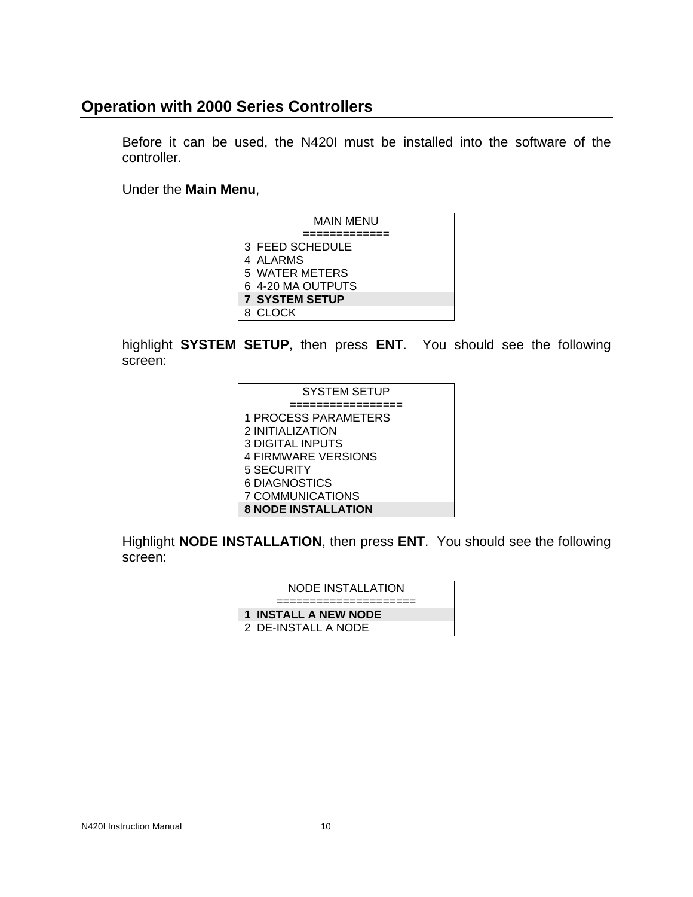## Operation with 2000 Series Controllers

Before it can be used, the N420I must be installed into the software of the controller.

Under the **Main Menu**,

```
MAIN MENU
=============
3  FEED SCHEDULE
4  ALARMS
5  WATER METERS
6  4-20 MA OUTPUTS
7  SYSTEM SETUP
8  CLOCK
```

highlight **SYSTEM SETUP**, then press **ENT**. You should see the following screen:

```
SYSTEM SETUP
=================
1 PROCESS PARAMETERS
2 INITIALIZATION
3 DIGITAL INPUTS
4 FIRMWARE VERSIONS
5 SECURITY
6 DIAGNOSTICS
7 COMMUNICATIONS
8 NODE INSTALLATION
```

Highlight **NODE INSTALLATION**, then press **ENT**. You should see the following screen:

```
NODE INSTALLATION
=====================
1  INSTALL A NEW NODE
2  DE-INSTALL A NODE
```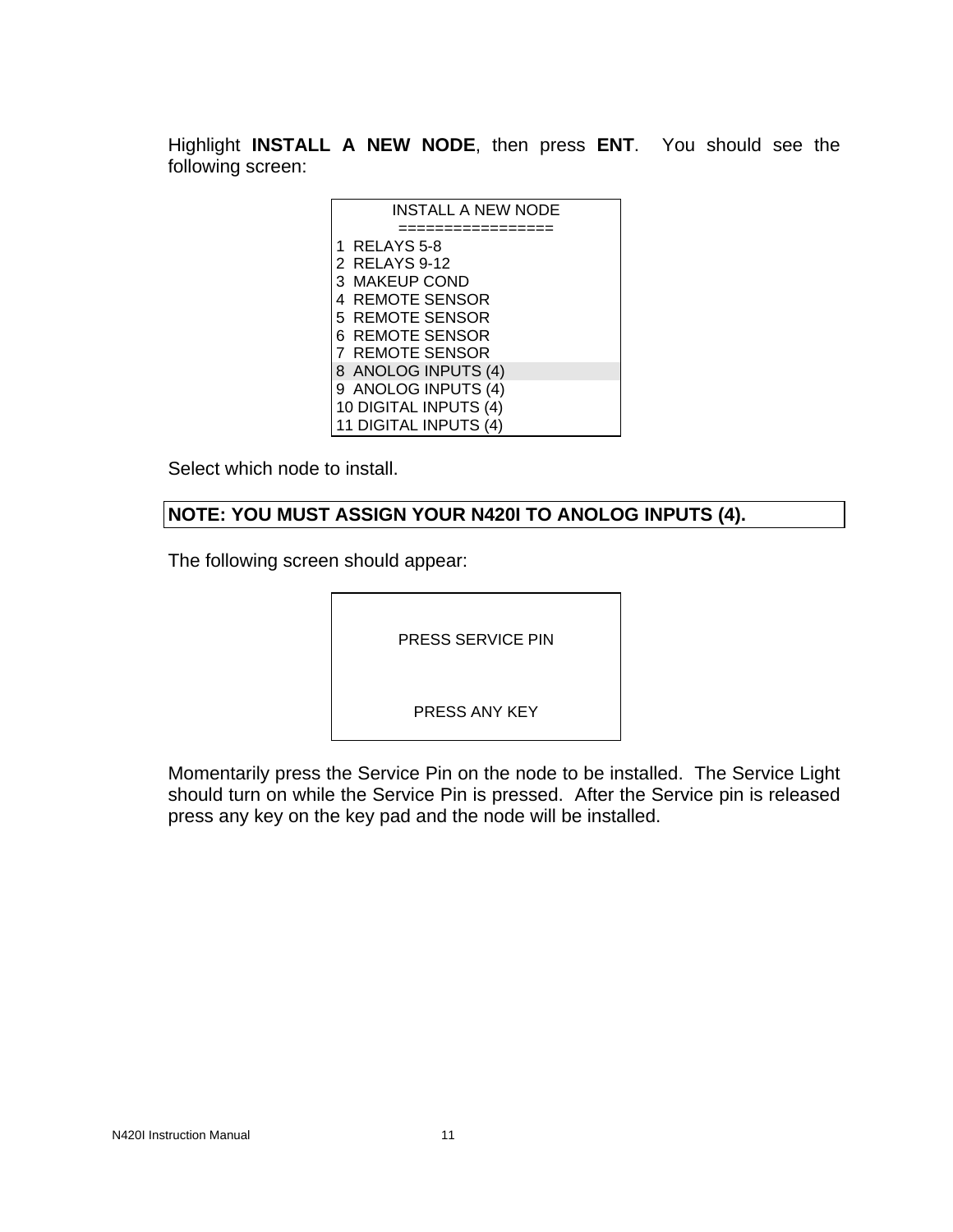Highlight **INSTALL A NEW NODE**, then press **ENT**. You should see the following screen:

```
      INSTALL A NEW NODE
      ================
1  RELAYS 5-8
2  RELAYS 9-12
3  MAKEUP COND
4  REMOTE SENSOR
5  REMOTE SENSOR
6  REMOTE SENSOR
7  REMOTE SENSOR
8  ANOLOG INPUTS (4)
9  ANOLOG INPUTS (4)
10 DIGITAL INPUTS (4)
11 DIGITAL INPUTS (4)
```

Select which node to install.

**NOTE: YOU MUST ASSIGN YOUR N420I TO ANOLOG INPUTS (4).**

The following screen should appear:

```
      PRESS SERVICE PIN


      PRESS ANY KEY
```

Momentarily press the Service Pin on the node to be installed. The Service Light should turn on while the Service Pin is pressed. After the Service pin is released press any key on the key pad and the node will be installed.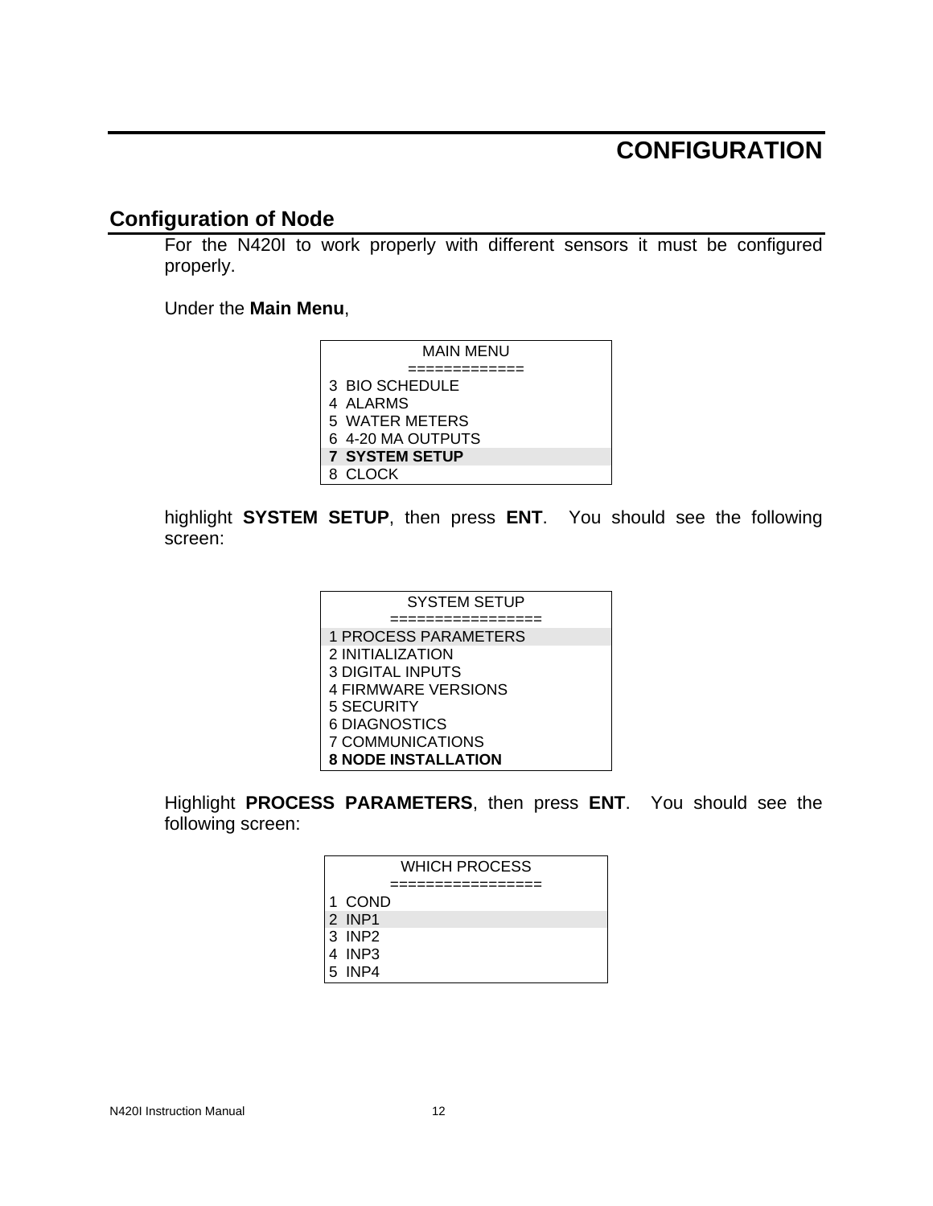# CONFIGURATION

## Configuration of Node

For the N420I to work properly with different sensors it must be configured properly.

Under the **Main Menu**,

```
MAIN MENU
=============
3  BIO SCHEDULE
4  ALARMS
5  WATER METERS
6  4-20 MA OUTPUTS
7  SYSTEM SETUP
8  CLOCK
```

highlight **SYSTEM SETUP**, then press **ENT**. You should see the following screen:

```
SYSTEM SETUP
=================
1 PROCESS PARAMETERS
2 INITIALIZATION
3 DIGITAL INPUTS
4 FIRMWARE VERSIONS
5 SECURITY
6 DIAGNOSTICS
7 COMMUNICATIONS
8 NODE INSTALLATION
```

Highlight **PROCESS PARAMETERS**, then press **ENT**. You should see the following screen:

```
WHICH PROCESS
=================
1  COND
2  INP1
3  INP2
4  INP3
5  INP4
```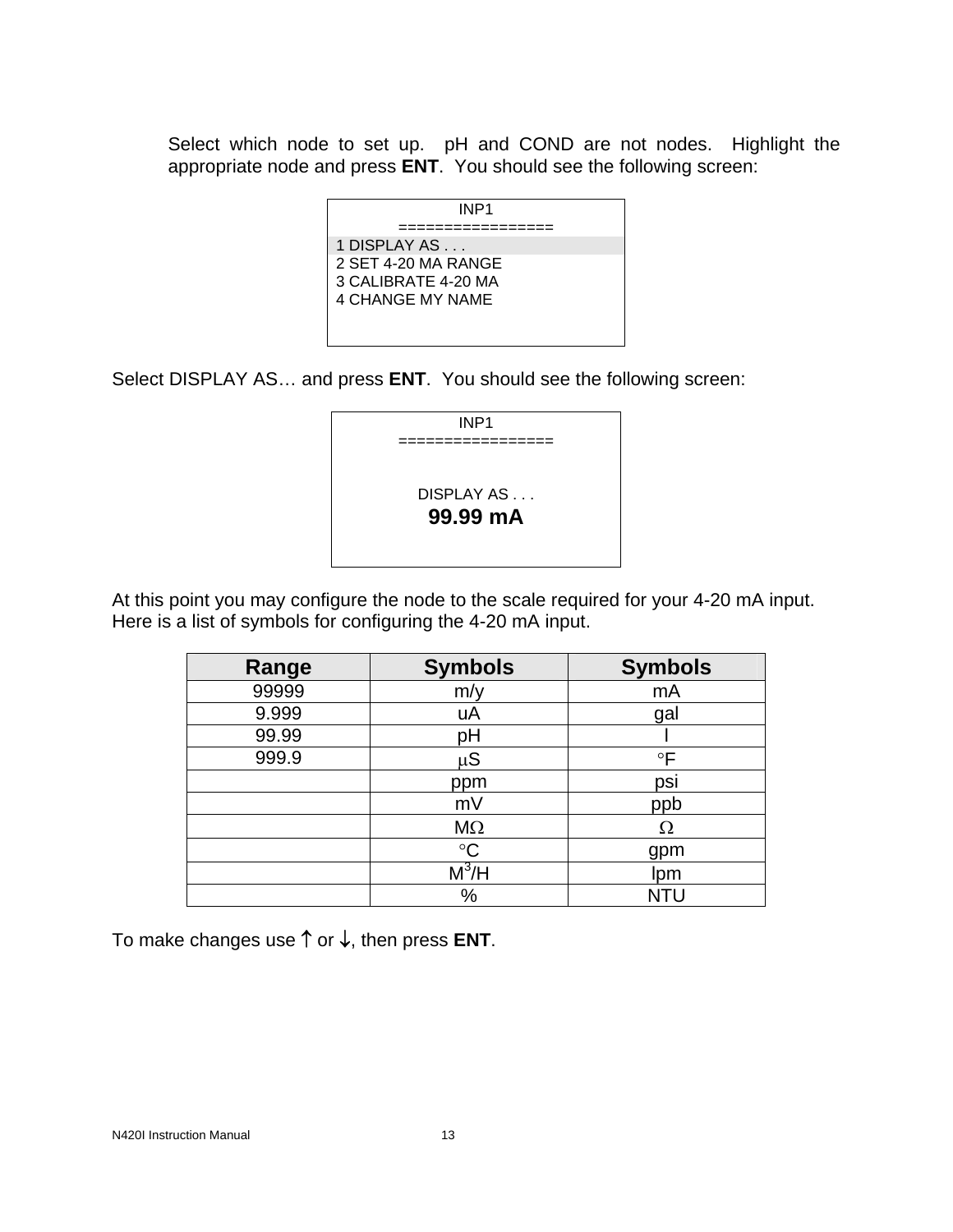Select which node to set up. pH and COND are not nodes. Highlight the appropriate node and press **ENT**. You should see the following screen:

```
INP1
================
1 DISPLAY AS . . .
2 SET 4-20 MA RANGE
3 CALIBRATE 4-20 MA
4 CHANGE MY NAME
```

Select DISPLAY AS… and press **ENT**. You should see the following screen:

```
INP1
================

DISPLAY AS . . .
99.99 mA
```

At this point you may configure the node to the scale required for your 4-20 mA input. Here is a list of symbols for configuring the 4-20 mA input.

| Range | Symbols | Symbols |
|---|---|---|
| 99999 | m/y | mA |
| 9.999 | uA | gal |
| 99.99 | pH | l |
| 999.9 | µS | °F |
| | ppm | psi |
| | mV | ppb |
| | MΩ | Ω |
| | °C | gpm |
| | $M^3$/H | lpm |
| | % | NTU |

To make changes use ↑ or ↓, then press **ENT**.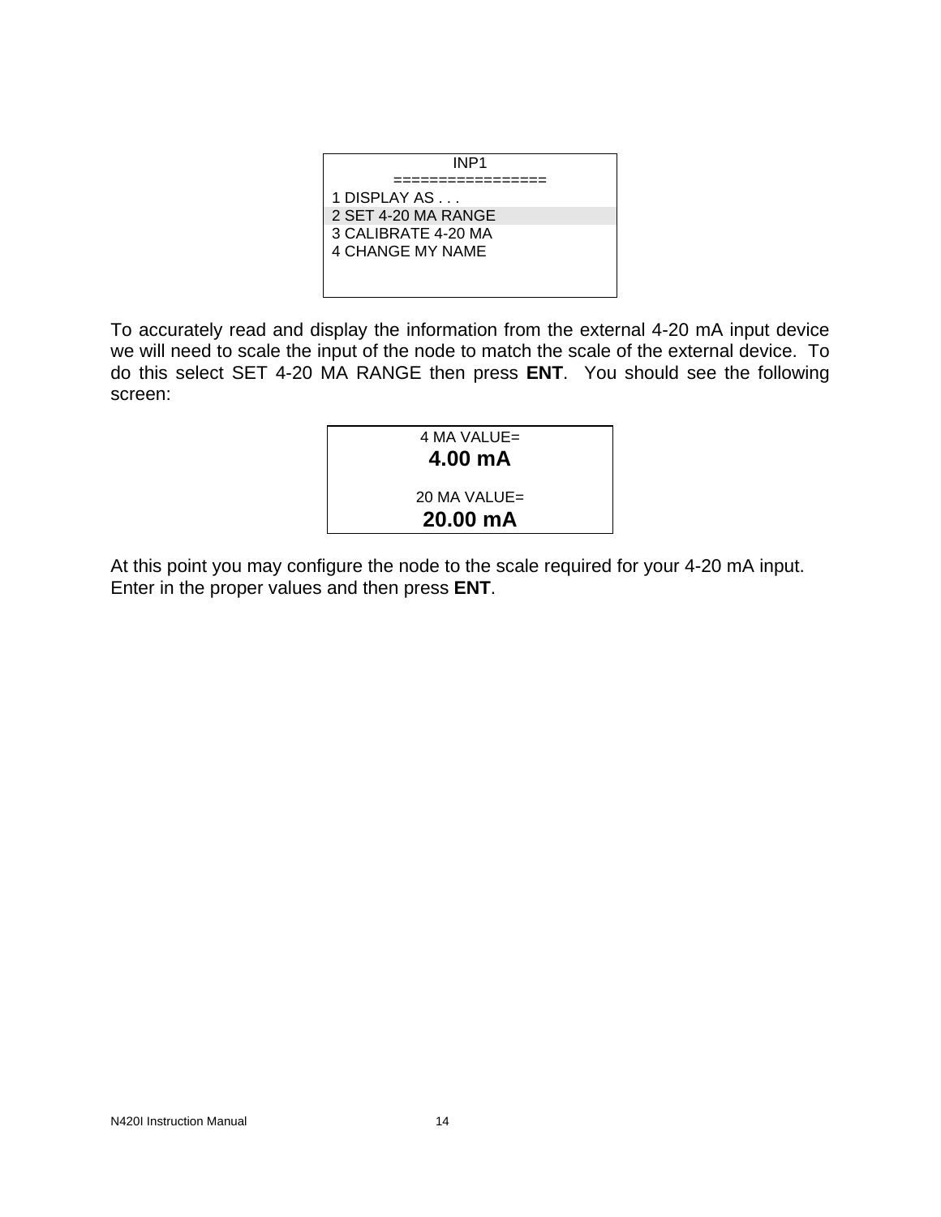```
INP1
================
1 DISPLAY AS . . .
2 SET 4-20 MA RANGE
3 CALIBRATE 4-20 MA
4 CHANGE MY NAME
```

To accurately read and display the information from the external 4-20 mA input device we will need to scale the input of the node to match the scale of the external device. To do this select SET 4-20 MA RANGE then press **ENT**. You should see the following screen:

```
4 MA VALUE=
4.00 mA

20 MA VALUE=
20.00 mA
```

At this point you may configure the node to the scale required for your 4-20 mA input. Enter in the proper values and then press **ENT**.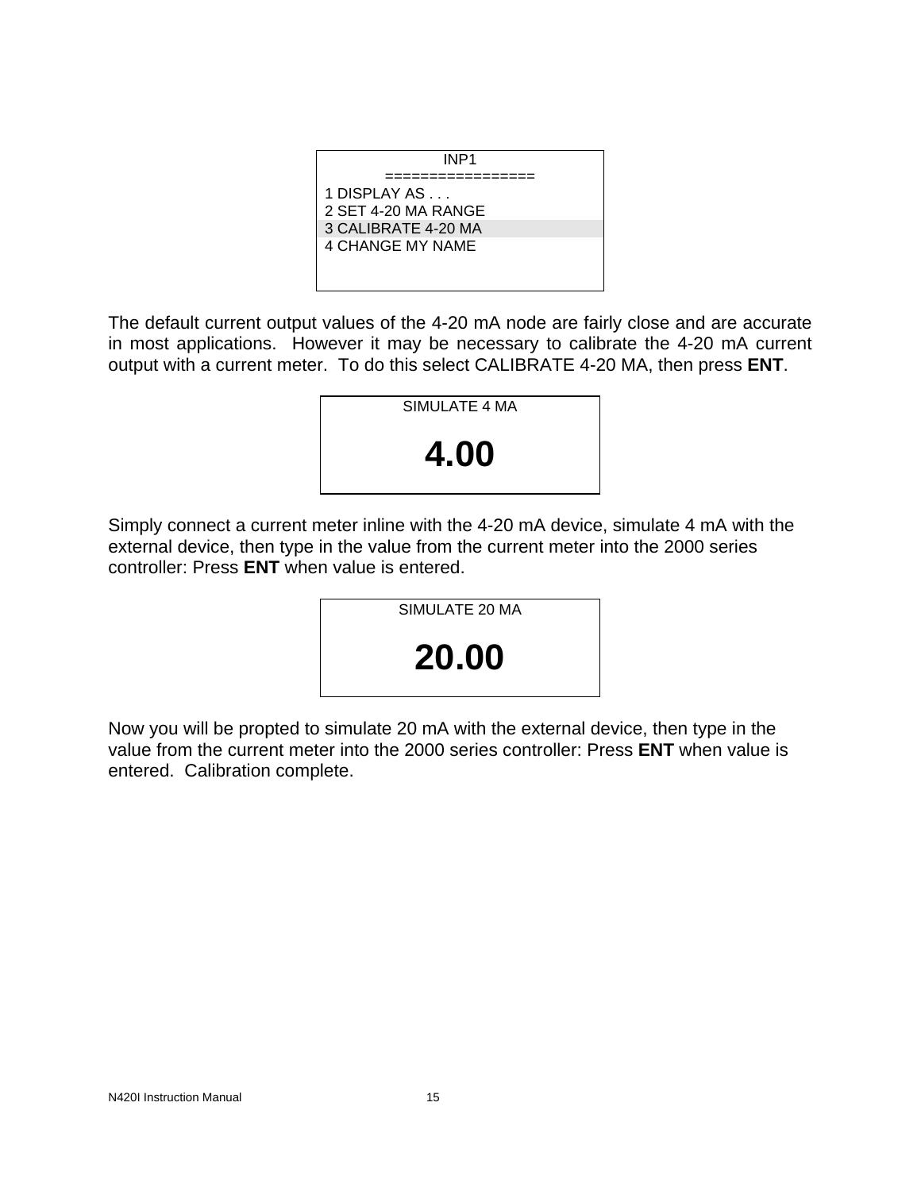```
INP1
================
1 DISPLAY AS . . .
2 SET 4-20 MA RANGE
3 CALIBRATE 4-20 MA
4 CHANGE MY NAME
```

The default current output values of the 4-20 mA node are fairly close and are accurate in most applications. However it may be necessary to calibrate the 4-20 mA current output with a current meter. To do this select CALIBRATE 4-20 MA, then press **ENT**.

```
SIMULATE 4 MA

4.00
```

Simply connect a current meter inline with the 4-20 mA device, simulate 4 mA with the external device, then type in the value from the current meter into the 2000 series controller: Press **ENT** when value is entered.

```
SIMULATE 20 MA

20.00
```

Now you will be propted to simulate 20 mA with the external device, then type in the value from the current meter into the 2000 series controller: Press **ENT** when value is entered. Calibration complete.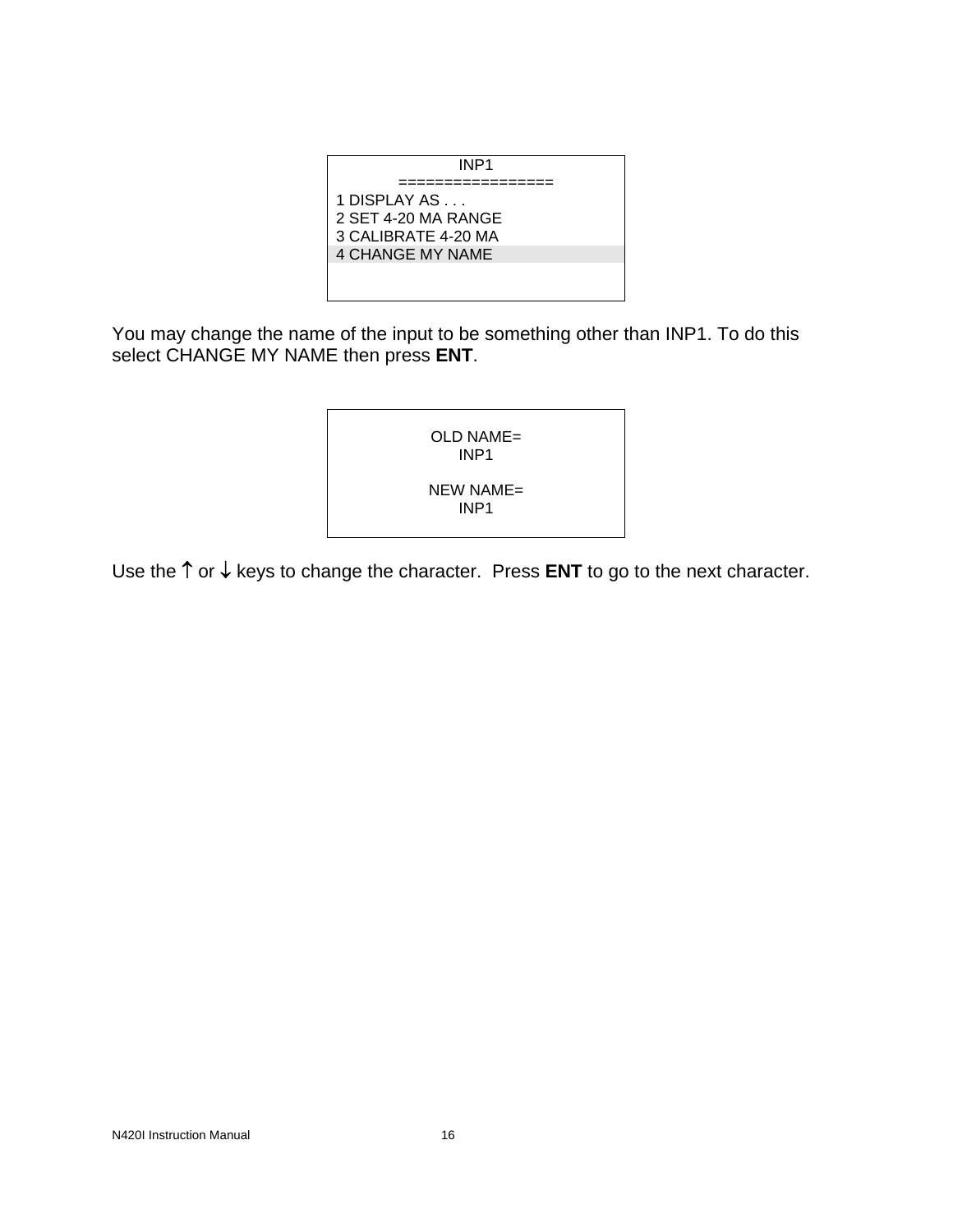```
INP1
================
1 DISPLAY AS . . .
2 SET 4-20 MA RANGE
3 CALIBRATE 4-20 MA
4 CHANGE MY NAME
```

You may change the name of the input to be something other than INP1. To do this select CHANGE MY NAME then press **ENT**.

```
OLD NAME=
INP1

NEW NAME=
INP1
```

Use the ↑ or ↓ keys to change the character. Press **ENT** to go to the next character.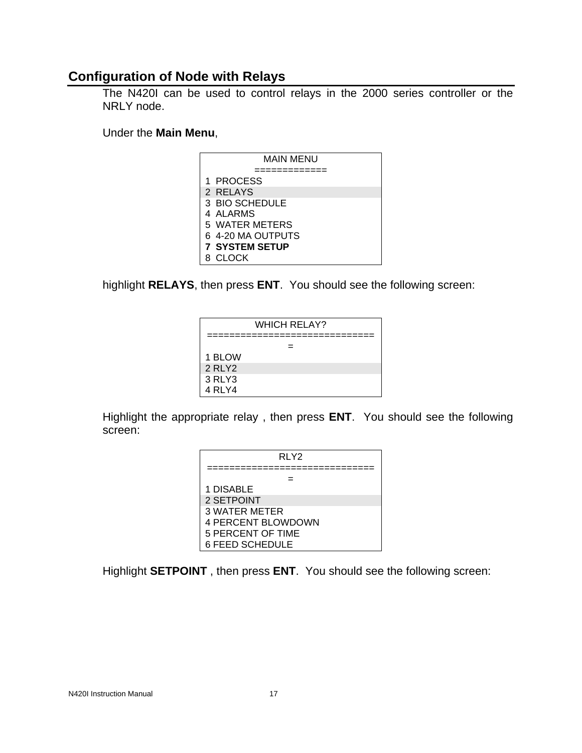## Configuration of Node with Relays

The N420I can be used to control relays in the 2000 series controller or the NRLY node.

Under the **Main Menu**,

```
MAIN MENU
============
1  PROCESS
2  RELAYS
3  BIO SCHEDULE
4  ALARMS
5  WATER METERS
6  4-20 MA OUTPUTS
7  SYSTEM SETUP
8  CLOCK
```

highlight **RELAYS**, then press **ENT**. You should see the following screen:

```
WHICH RELAY?
=============================
=
1 BLOW
2 RLY2
3 RLY3
4 RLY4
```

Highlight the appropriate relay , then press **ENT**. You should see the following screen:

```
RLY2
=============================
=
1 DISABLE
2 SETPOINT
3 WATER METER
4 PERCENT BLOWDOWN
5 PERCENT OF TIME
6 FEED SCHEDULE
```

Highlight **SETPOINT** , then press **ENT**. You should see the following screen: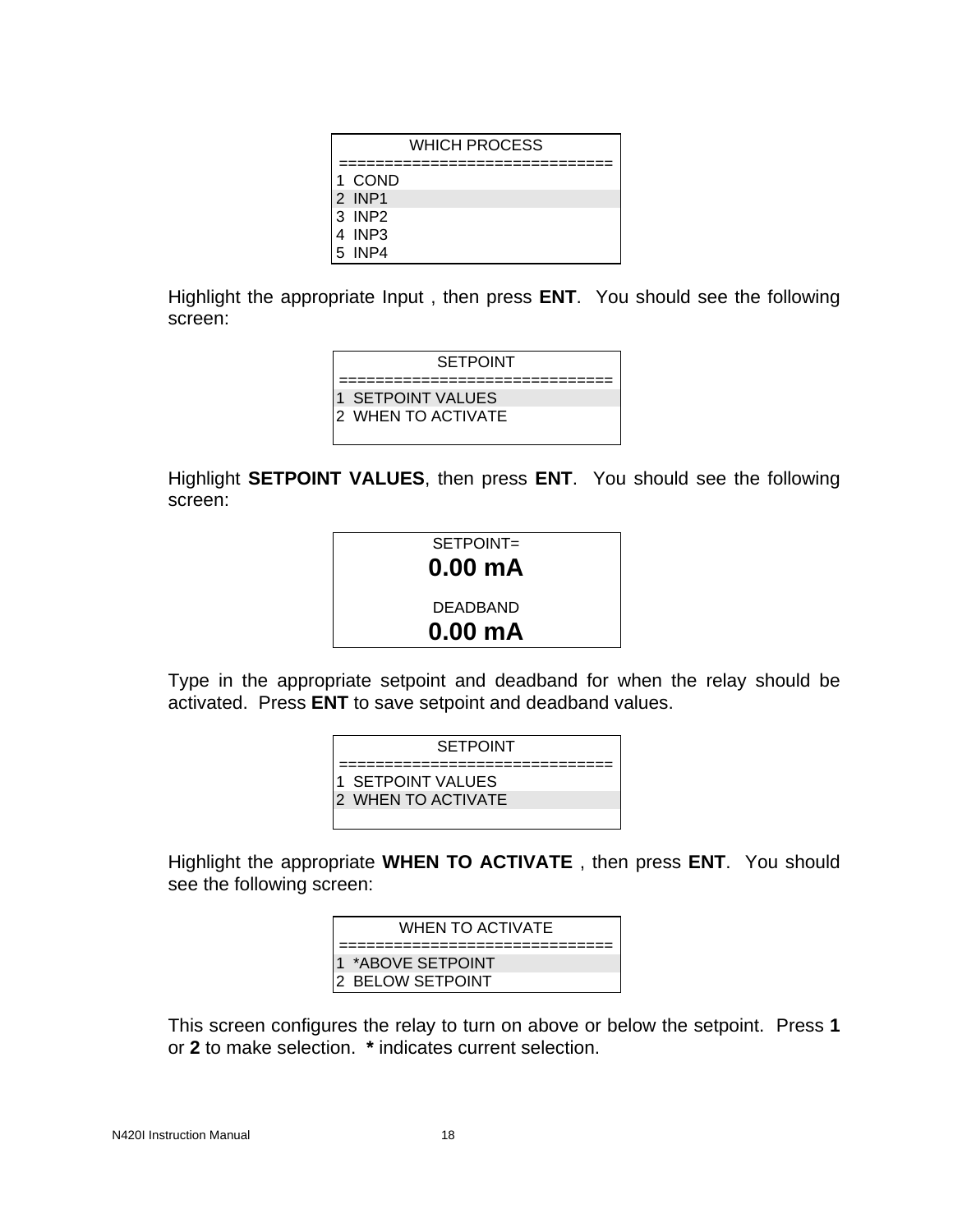```
WHICH PROCESS
=============================
1  COND
2  INP1
3  INP2
4  INP3
5  INP4
```

Highlight the appropriate Input , then press **ENT**. You should see the following screen:

```
SETPOINT
=============================
1  SETPOINT VALUES
2  WHEN TO ACTIVATE
```

Highlight **SETPOINT VALUES**, then press **ENT**. You should see the following screen:

```
SETPOINT=
0.00 mA

DEADBAND
0.00 mA
```

Type in the appropriate setpoint and deadband for when the relay should be activated. Press **ENT** to save setpoint and deadband values.

```
SETPOINT
=============================
1  SETPOINT VALUES
2  WHEN TO ACTIVATE
```

Highlight the appropriate **WHEN TO ACTIVATE** , then press **ENT**. You should see the following screen:

```
WHEN TO ACTIVATE
=============================
1  *ABOVE SETPOINT
2  BELOW SETPOINT
```

This screen configures the relay to turn on above or below the setpoint. Press **1** or **2** to make selection. **\*** indicates current selection.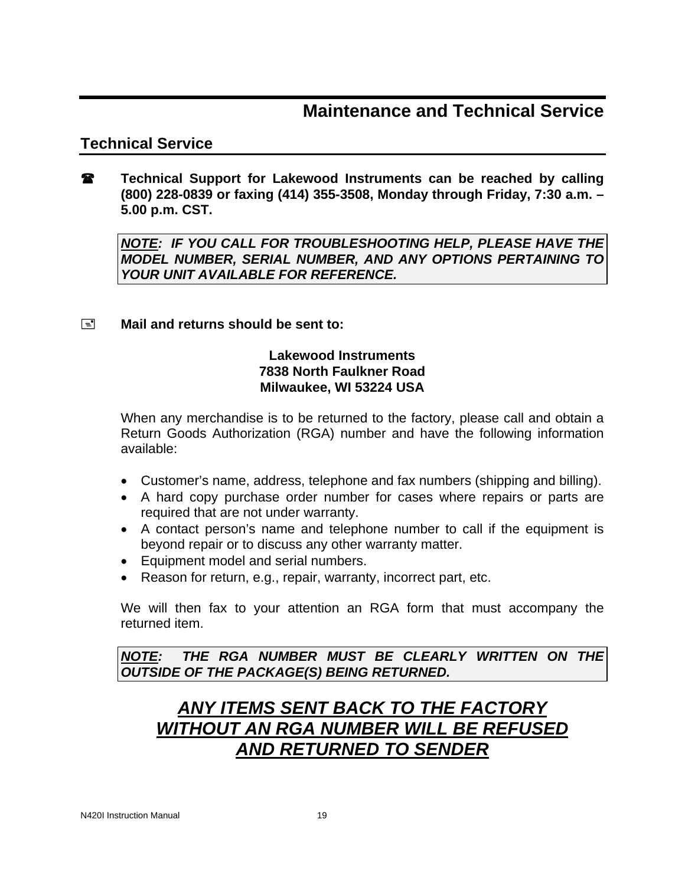# Maintenance and Technical Service

## Technical Service

☎ **Technical Support for Lakewood Instruments can be reached by calling (800) 228-0839 or faxing (414) 355-3508, Monday through Friday, 7:30 a.m. – 5.00 p.m. CST.**

> ***NOTE**: IF YOU CALL FOR TROUBLESHOOTING HELP, PLEASE HAVE THE MODEL NUMBER, SERIAL NUMBER, AND ANY OPTIONS PERTAINING TO YOUR UNIT AVAILABLE FOR REFERENCE.*

🖃 **Mail and returns should be sent to:**

**Lakewood Instruments**
**7838 North Faulkner Road**
**Milwaukee, WI 53224 USA**

When any merchandise is to be returned to the factory, please call and obtain a Return Goods Authorization (RGA) number and have the following information available:

- Customer's name, address, telephone and fax numbers (shipping and billing).
- A hard copy purchase order number for cases where repairs or parts are required that are not under warranty.
- A contact person's name and telephone number to call if the equipment is beyond repair or to discuss any other warranty matter.
- Equipment model and serial numbers.
- Reason for return, e.g., repair, warranty, incorrect part, etc.

We will then fax to your attention an RGA form that must accompany the returned item.

> ***NOTE**: THE RGA NUMBER MUST BE CLEARLY WRITTEN ON THE OUTSIDE OF THE PACKAGE(S) BEING RETURNED.*

***ANY ITEMS SENT BACK TO THE FACTORY WITHOUT AN RGA NUMBER WILL BE REFUSED AND RETURNED TO SENDER***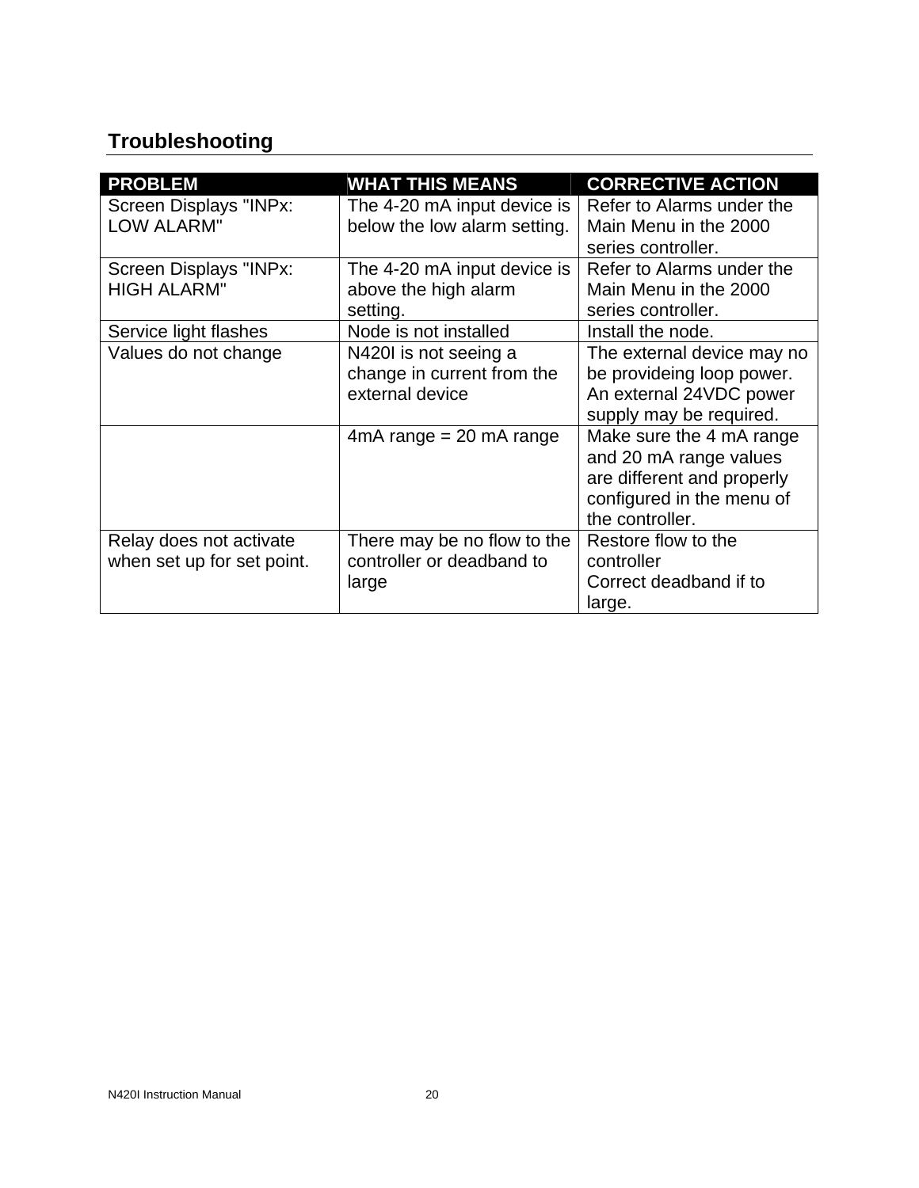## Troubleshooting

| PROBLEM | WHAT THIS MEANS | CORRECTIVE ACTION |
|---|---|---|
| Screen Displays "INPx: LOW ALARM" | The 4-20 mA input device is below the low alarm setting. | Refer to Alarms under the Main Menu in the 2000 series controller. |
| Screen Displays "INPx: HIGH ALARM" | The 4-20 mA input device is above the high alarm setting. | Refer to Alarms under the Main Menu in the 2000 series controller. |
| Service light flashes | Node is not installed | Install the node. |
| Values do not change | N420I is not seeing a change in current from the external device | The external device may no be provideing loop power. An external 24VDC power supply may be required. |
| | 4mA range = 20 mA range | Make sure the 4 mA range and 20 mA range values are different and properly configured in the menu of the controller. |
| Relay does not activate when set up for set point. | There may be no flow to the controller or deadband to large | Restore flow to the controller<br>Correct deadband if to large. |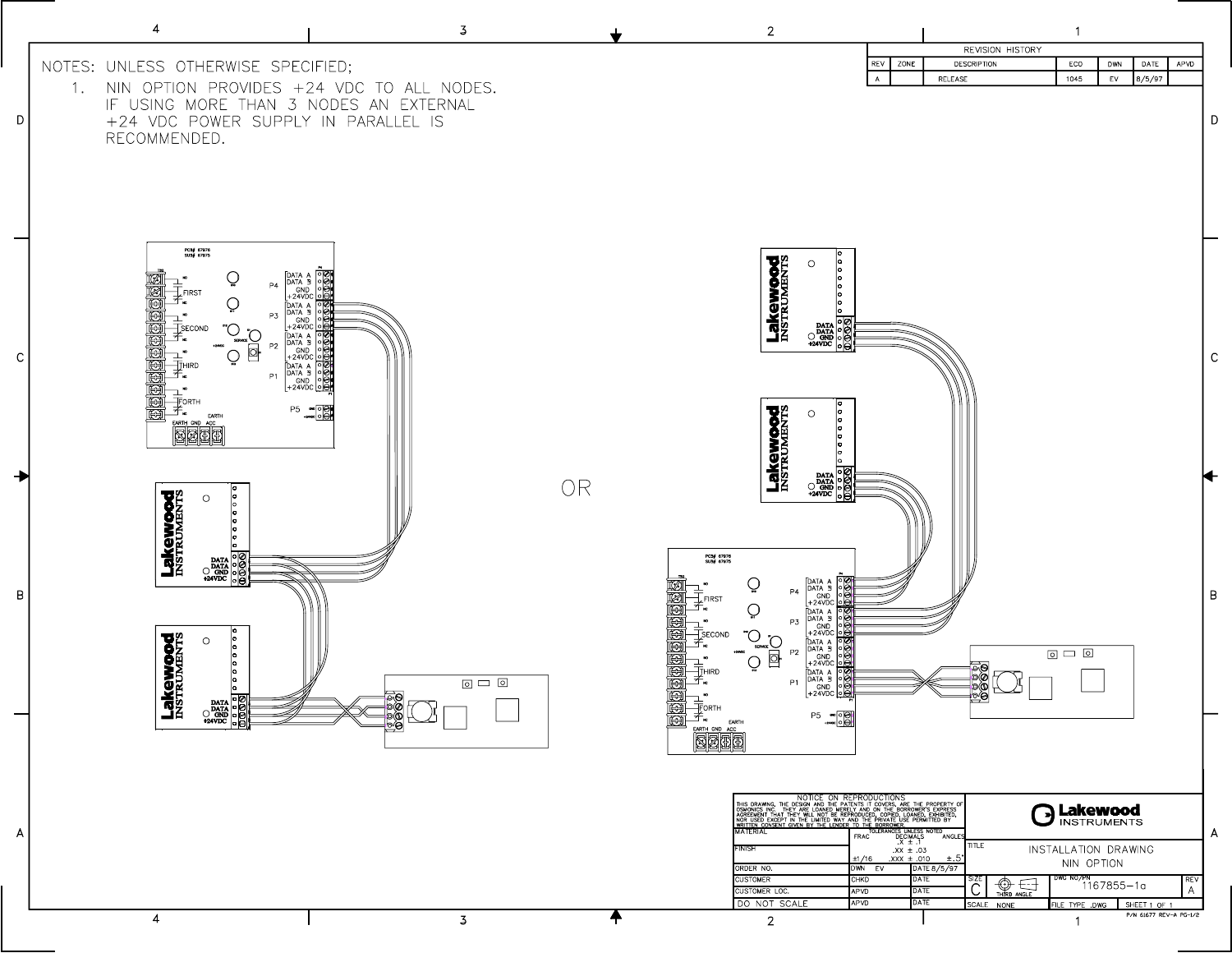NOTES: UNLESS OTHERWISE SPECIFIED;

1. NIN OPTION PROVIDES +24 VDC TO ALL NODES. IF USING MORE THAN 3 NODES AN EXTERNAL +24 VDC POWER SUPPLY IN PARALLEL IS RECOMMENDED.

| REVISION HISTORY | | | | | | |
|---|---|---|---|---|---|---|
| REV | ZONE | DESCRIPTION | ECO | DWN | DATE | APVD |
| A | | RELEASE | 1045 | EV | 8/5/97 | |

OR

NOTICE ON REPRODUCTIONS
THIS DRAWING, THE DESIGN AND THE PATENTS IT COVERS, ARE THE PROPERTY OF OSMONICS INC. THEY ARE LOANED MERELY AND ON THE BORROWER'S EXPRESS AGREEMENT THAT THEY WILL NOT BE REPRODUCED, COPIED, LOANED, EXHIBITED, NOR USED EXCEPT IN THE LIMITED WAY AND THE PRIVATE USE PERMITTED BY WRITTEN CONSENT GIVEN BY THE LENDER TO THE BORROWER.

| | | |
|---|---|---|
| MATERIAL | TOLERANCES UNLESS NOTED: FRAC ±1/16; DECIMALS .X ± .1, .XX ± .03, .XXX ± .010; ANGLES ±.5° | |
| FINISH | | |
| ORDER NO. | DWN EV | DATE 8/5/97 |
| CUSTOMER | CHKD | DATE |
| CUSTOMER LOC. | APVD | DATE |
| DO NOT SCALE | APVD | DATE |

Lakewood INSTRUMENTS

TITLE: INSTALLATION DRAWING NIN OPTION

SIZE C | THIRD ANGLE | DWG NO/PN 1167855-1a | REV A

SCALE NONE | FILE TYPE .DWG | SHEET 1 OF 1

P/N 61677 REV-A PG-1/2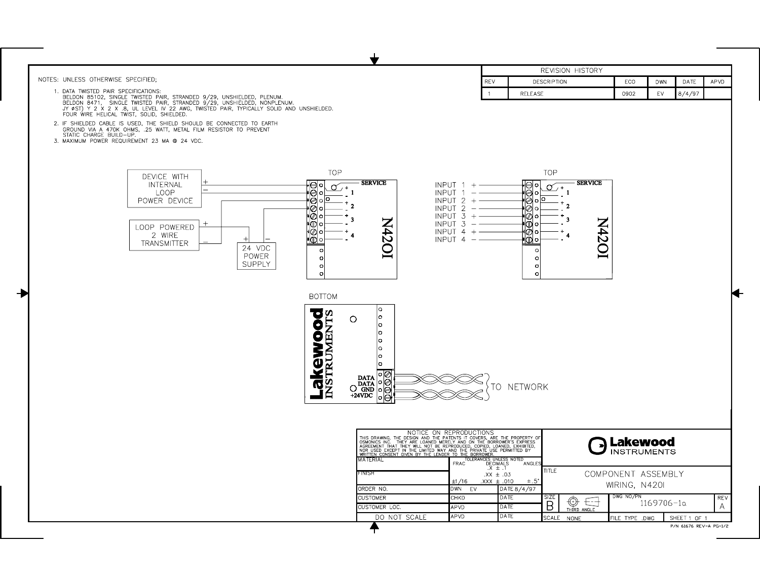NOTES: UNLESS OTHERWISE SPECIFIED;

1. DATA TWISTED PAIR SPECIFICATIONS:
   BELDON 85102, SINGLE TWISTED PAIR, STRANDED 9/29, UNSHIELDED, PLENUM.
   BELDON 8471, SINGLE TWISTED PAIR, STRANDED 9/29, UNSHIELDED, NONPLENUM.
   JY ØST) Y 2 X 2 X .8, UL LEVEL IV 22 AWG, TWISTED PAIR, TYPICALLY SOLID AND UNSHIELDED.
   FOUR WIRE HELICAL TWIST, SOLID, SHIELDED.
2. IF SHIELDED CABLE IS USED, THE SHIELD SHOULD BE CONNECTED TO EARTH GROUND VIA A 470K OHMS, .25 WATT, METAL FILM RESISTOR TO PREVENT STATIC CHARGE BUILD-UP.
3. MAXIMUM POWER REQUIREMENT 23 MA @ 24 VDC.

| REVISION HISTORY | | | | | |
|---|---|---|---|---|---|
| REV | DESCRIPTION | ECO | DWN | DATE | APVD |
| 1 | RELEASE | 0902 | EV | 8/4/97 | |

TOP

DEVICE WITH INTERNAL LOOP POWER DEVICE + −

LOOP POWERED 2 WIRE TRANSMITTER + −

24 VDC POWER SUPPLY + −

SERVICE + 1 − + 2 − + 3 − + 4 −

N420I

TOP

INPUT 1 +
INPUT 1 −
INPUT 2 +
INPUT 2 −
INPUT 3 +
INPUT 3 −
INPUT 4 +
INPUT 4 −

SERVICE + 1 − + 2 − + 3 − + 4 −

N420I

BOTTOM

Lakewood INSTRUMENTS

DATA
DATA
GND
+24VDC

TO NETWORK

NOTICE ON REPRODUCTIONS
THIS DRAWING, THE DESIGN AND THE PATENTS IT COVERS, ARE THE PROPERTY OF OSMONICS INC. THEY ARE LOANED MERELY AND ON THE BORROWER'S EXPRESS AGREEMENT THAT THEY WILL NOT BE REPRODUCED, COPIED, LOANED, EXHIBITED, NOR USED EXCEPT IN THE LIMITED WAY AND THE PRIVATE USE PERMITTED BY WRITTEN CONSENT GIVEN BY THE LENDER TO THE BORROWER.

| MATERIAL | TOLERANCES UNLESS NOTED | | |
|---|---|---|---|
| | FRAC | DECIMALS | ANGLES |
| | | .X ± .1 | |
| FINISH | | .XX ± .03 | |
| | ±1/16 | .XXX ± .010 | ±.5° |
| ORDER NO. | DWN EV | DATE 8/4/97 | |
| CUSTOMER | CHKD | DATE | |
| CUSTOMER LOC. | APVD | DATE | |
| DO NOT SCALE | APVD | DATE | |

Lakewood INSTRUMENTS

TITLE: COMPONENT ASSEMBLY WIRING, N420I

| SIZE | | DWG NO/PN | REV |
|---|---|---|---|
| B | THIRD ANGLE | 1169706-1a | A |
| SCALE NONE | | FILE TYPE .DWG | SHEET 1 OF 1 |

P/N 61676 REV-A PG-1/2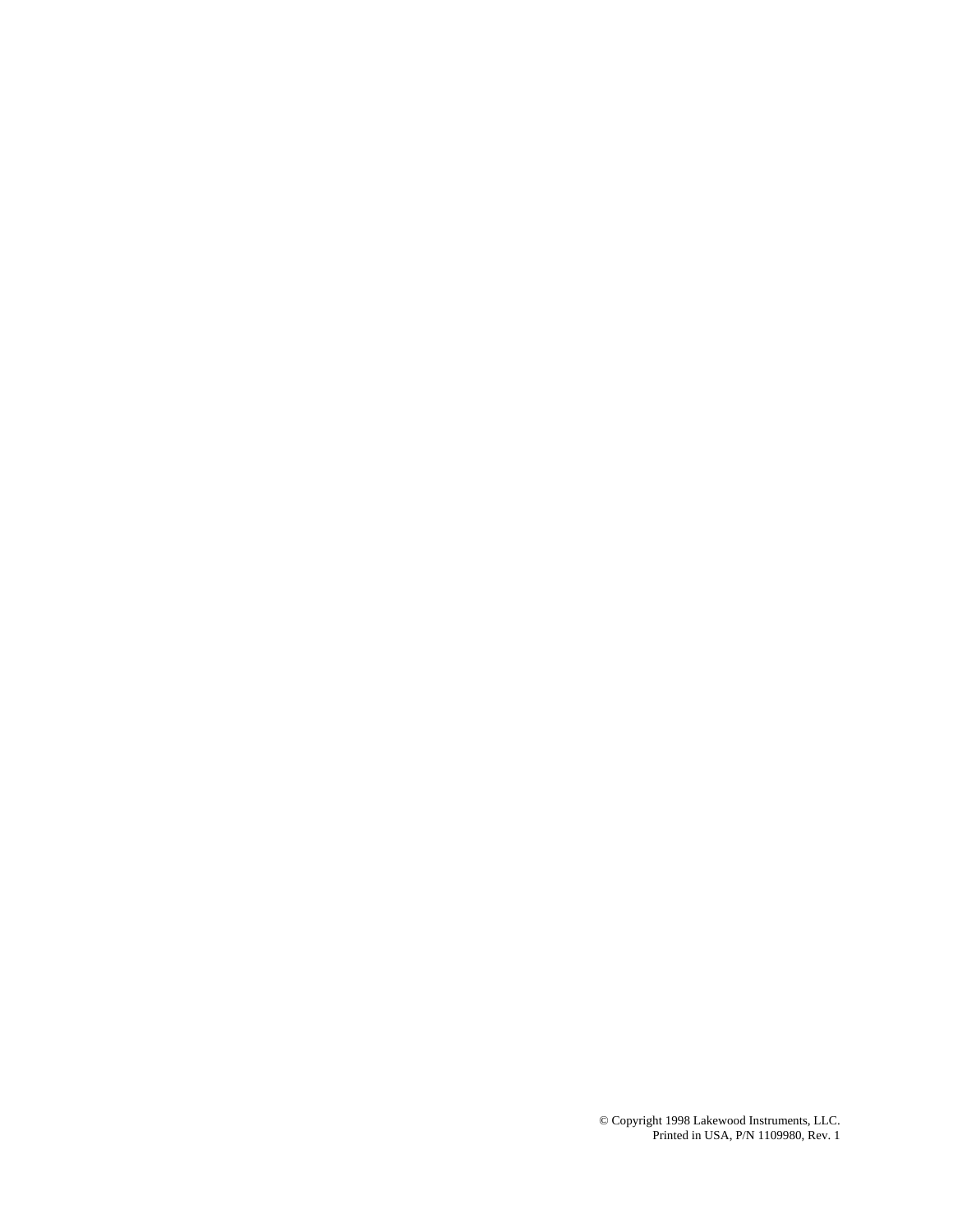© Copyright 1998 Lakewood Instruments, LLC.
Printed in USA, P/N 1109980, Rev. 1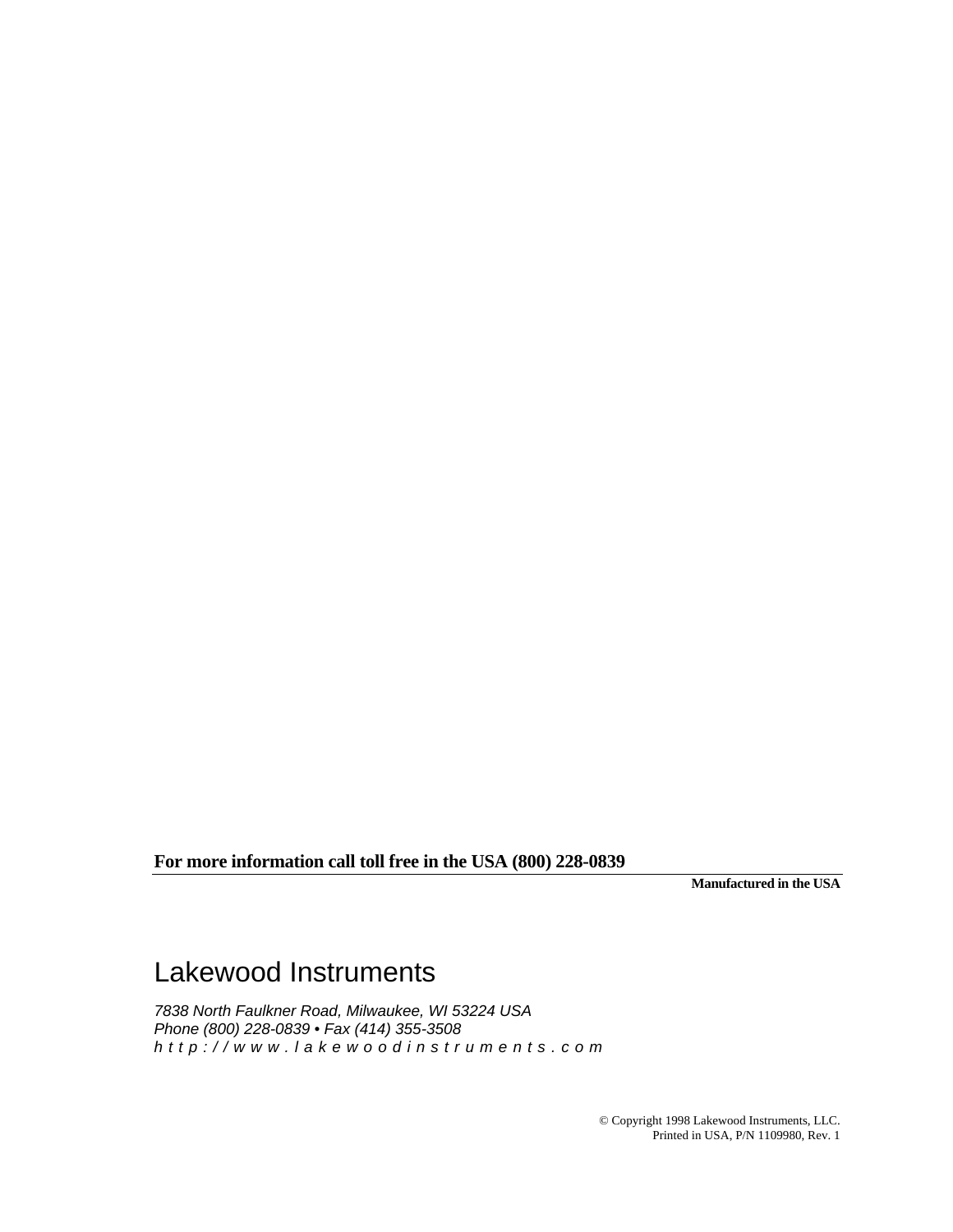**For more information call toll free in the USA (800) 228-0839**

**Manufactured in the USA**

# Lakewood Instruments

*7838 North Faulkner Road, Milwaukee, WI 53224 USA*
*Phone (800) 228-0839 • Fax (414) 355-3508*
*http://www.lakewoodinstruments.com*

© Copyright 1998 Lakewood Instruments, LLC.
Printed in USA, P/N 1109980, Rev. 1